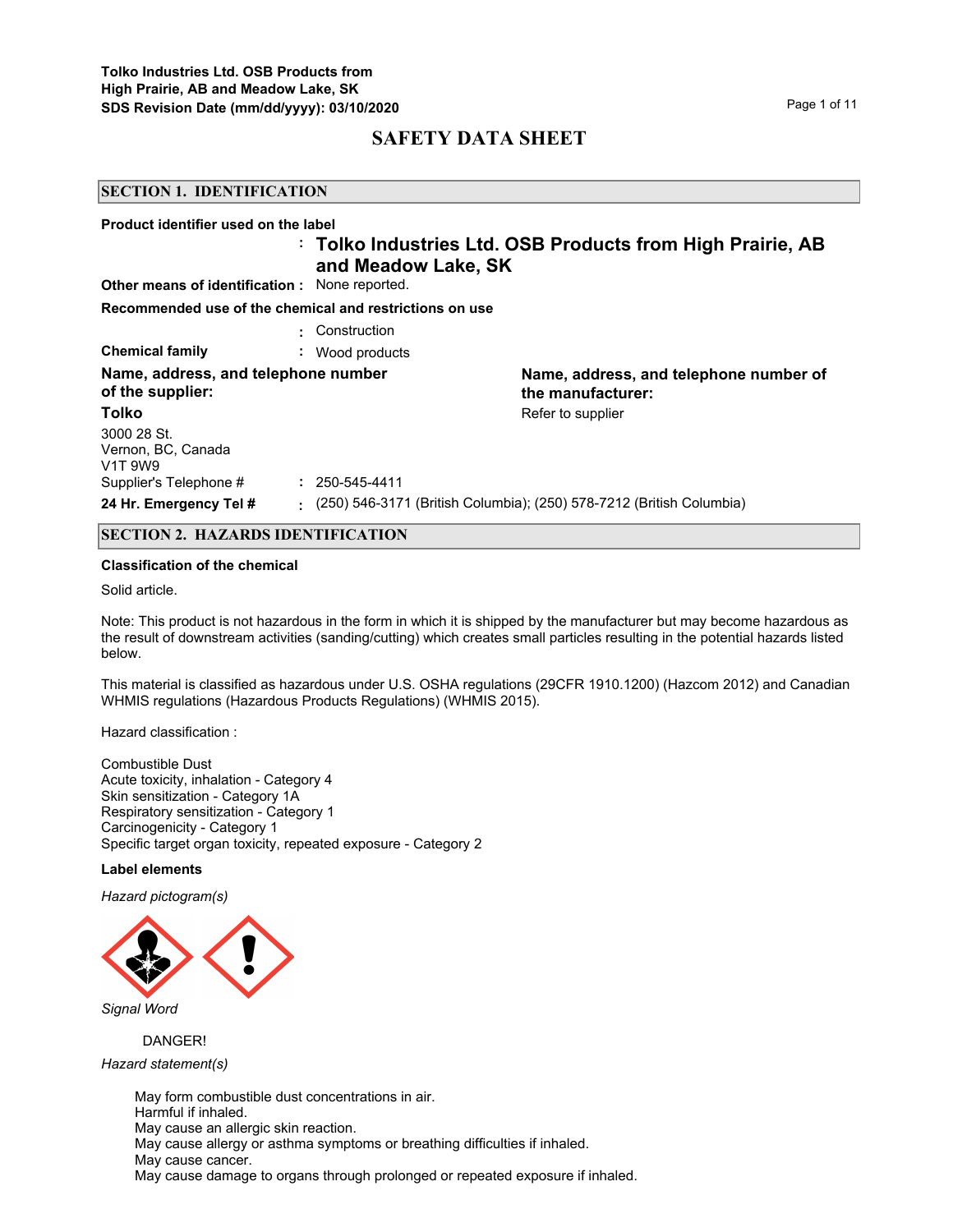# SAFETY DATA SHEET

## SECTION 1. IDENTIFICATION

**Product identifier used on the label**

: **Tolko Industries Ltd. OSB Products from High Prairie, AB and Meadow Lake, SK**

**Other means of identification :** None reported.

**Recommended use of the chemical and restrictions on use**

: Construction

**Chemical family** : Wood products

**Name, address, and telephone number of the supplier:**

**Tolko**

3000 28 St.
Vernon, BC, Canada
V1T 9W9

Supplier's Telephone # : 250-545-4411

**24 Hr. Emergency Tel #** : (250) 546-3171 (British Columbia); (250) 578-7212 (British Columbia)

**Name, address, and telephone number of the manufacturer:**

Refer to supplier

## SECTION 2. HAZARDS IDENTIFICATION

**Classification of the chemical**

Solid article.

Note: This product is not hazardous in the form in which it is shipped by the manufacturer but may become hazardous as the result of downstream activities (sanding/cutting) which creates small particles resulting in the potential hazards listed below.

This material is classified as hazardous under U.S. OSHA regulations (29CFR 1910.1200) (Hazcom 2012) and Canadian WHMIS regulations (Hazardous Products Regulations) (WHMIS 2015).

Hazard classification :

Combustible Dust
Acute toxicity, inhalation - Category 4
Skin sensitization - Category 1A
Respiratory sensitization - Category 1
Carcinogenicity - Category 1
Specific target organ toxicity, repeated exposure - Category 2

**Label elements**

*Hazard pictogram(s)*

*Signal Word*

DANGER!

*Hazard statement(s)*

May form combustible dust concentrations in air.
Harmful if inhaled.
May cause an allergic skin reaction.
May cause allergy or asthma symptoms or breathing difficulties if inhaled.
May cause cancer.
May cause damage to organs through prolonged or repeated exposure if inhaled.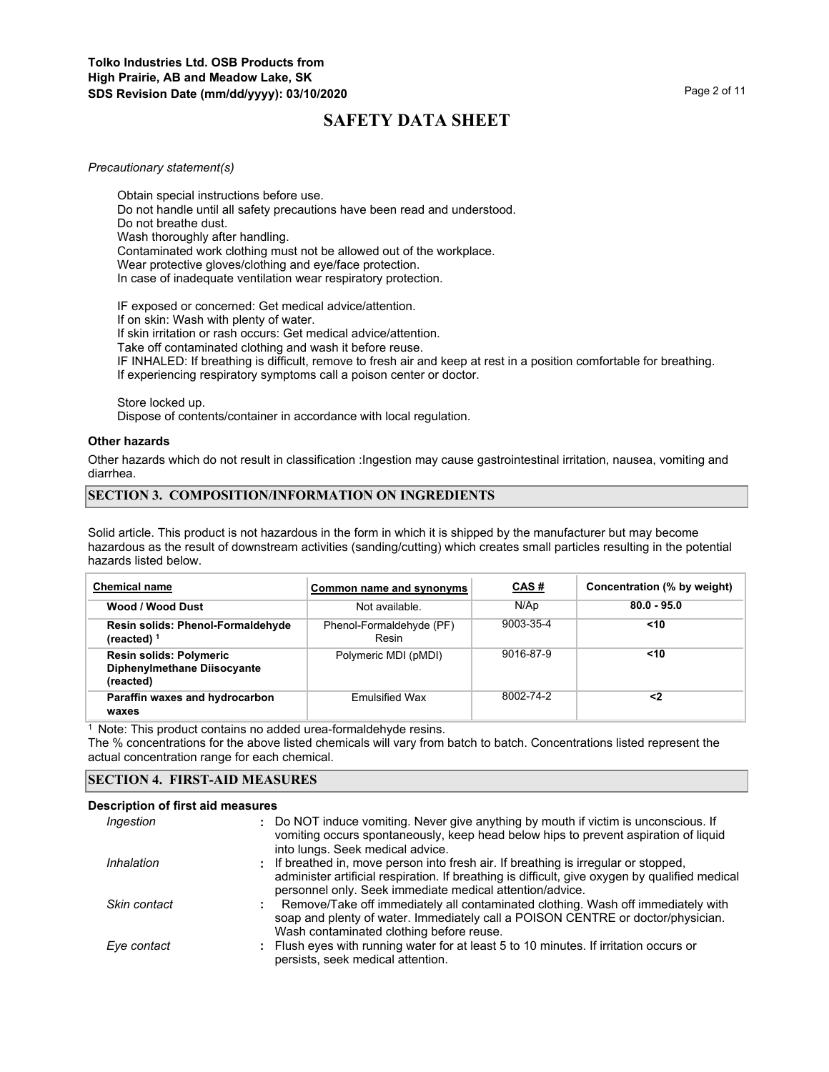*Precautionary statement(s)*

Obtain special instructions before use.
Do not handle until all safety precautions have been read and understood.
Do not breathe dust.
Wash thoroughly after handling.
Contaminated work clothing must not be allowed out of the workplace.
Wear protective gloves/clothing and eye/face protection.
In case of inadequate ventilation wear respiratory protection.

IF exposed or concerned: Get medical advice/attention.
If on skin: Wash with plenty of water.
If skin irritation or rash occurs: Get medical advice/attention.
Take off contaminated clothing and wash it before reuse.
IF INHALED: If breathing is difficult, remove to fresh air and keep at rest in a position comfortable for breathing.
If experiencing respiratory symptoms call a poison center or doctor.

Store locked up.
Dispose of contents/container in accordance with local regulation.

**Other hazards**

Other hazards which do not result in classification :Ingestion may cause gastrointestinal irritation, nausea, vomiting and diarrhea.

## SECTION 3. COMPOSITION/INFORMATION ON INGREDIENTS

Solid article. This product is not hazardous in the form in which it is shipped by the manufacturer but may become hazardous as the result of downstream activities (sanding/cutting) which creates small particles resulting in the potential hazards listed below.

| Chemical name | Common name and synonyms | CAS # | Concentration (% by weight) |
|---|---|---|---|
| **Wood / Wood Dust** | Not available. | N/Ap | **80.0 - 95.0** |
| **Resin solids: Phenol-Formaldehyde (reacted)** [1] | Phenol-Formaldehyde (PF) Resin | 9003-35-4 | **<10** |
| **Resin solids: Polymeric Diphenylmethane Diisocyante (reacted)** | Polymeric MDI (pMDI) | 9016-87-9 | **<10** |
| **Paraffin waxes and hydrocarbon waxes** | Emulsified Wax | 8002-74-2 | **<2** |

[1] Note: This product contains no added urea-formaldehyde resins.
The % concentrations for the above listed chemicals will vary from batch to batch. Concentrations listed represent the actual concentration range for each chemical.

## SECTION 4. FIRST-AID MEASURES

**Description of first aid measures**

*Ingestion* : Do NOT induce vomiting. Never give anything by mouth if victim is unconscious. If vomiting occurs spontaneously, keep head below hips to prevent aspiration of liquid into lungs. Seek medical advice.

*Inhalation* : If breathed in, move person into fresh air. If breathing is irregular or stopped, administer artificial respiration. If breathing is difficult, give oxygen by qualified medical personnel only. Seek immediate medical attention/advice.

*Skin contact* : Remove/Take off immediately all contaminated clothing. Wash off immediately with soap and plenty of water. Immediately call a POISON CENTRE or doctor/physician. Wash contaminated clothing before reuse.

*Eye contact* : Flush eyes with running water for at least 5 to 10 minutes. If irritation occurs or persists, seek medical attention.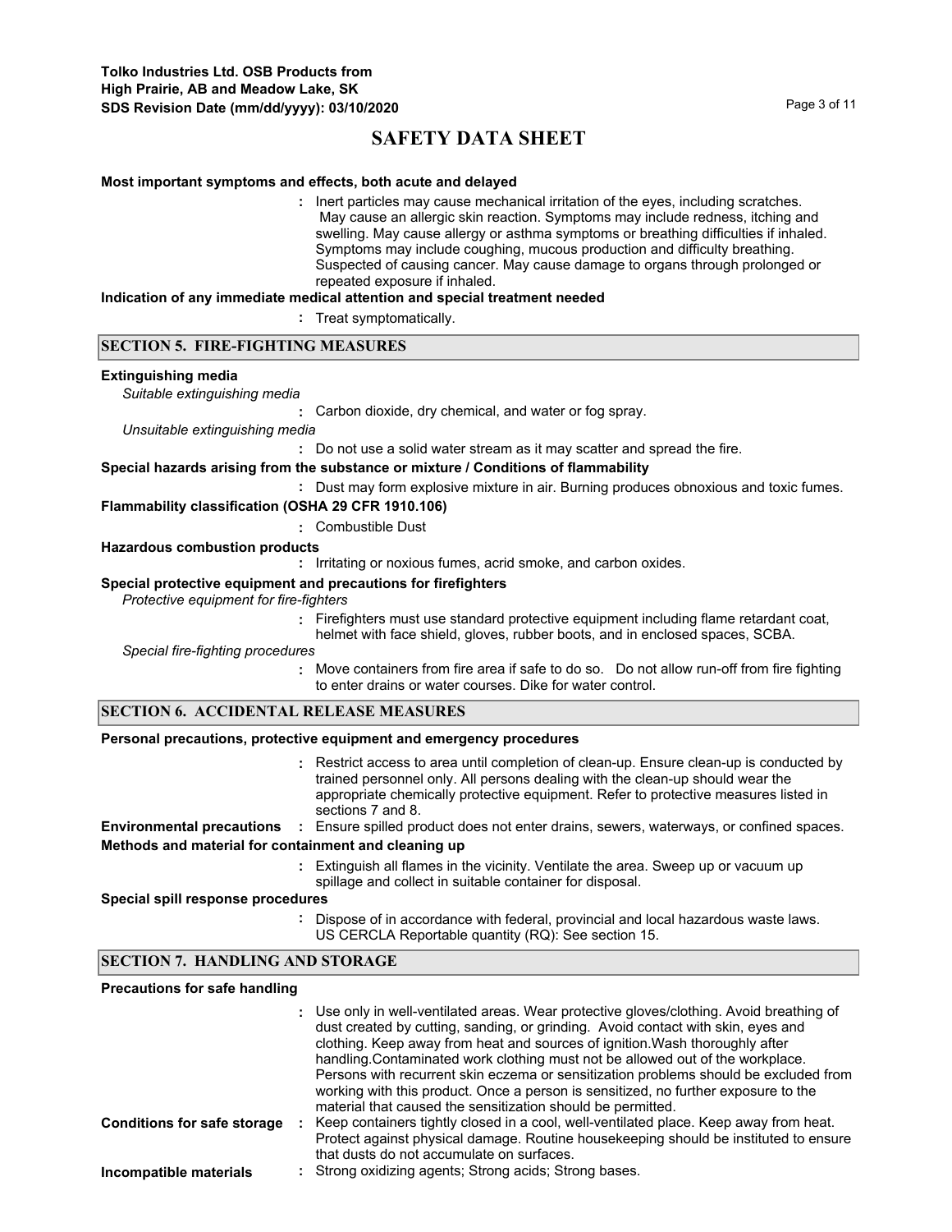**Most important symptoms and effects, both acute and delayed**

: Inert particles may cause mechanical irritation of the eyes, including scratches. May cause an allergic skin reaction. Symptoms may include redness, itching and swelling. May cause allergy or asthma symptoms or breathing difficulties if inhaled. Symptoms may include coughing, mucous production and difficulty breathing. Suspected of causing cancer. May cause damage to organs through prolonged or repeated exposure if inhaled.

**Indication of any immediate medical attention and special treatment needed**

: Treat symptomatically.

## SECTION 5. FIRE-FIGHTING MEASURES

**Extinguishing media**

*Suitable extinguishing media*

: Carbon dioxide, dry chemical, and water or fog spray.

*Unsuitable extinguishing media*

: Do not use a solid water stream as it may scatter and spread the fire.

**Special hazards arising from the substance or mixture / Conditions of flammability**

: Dust may form explosive mixture in air. Burning produces obnoxious and toxic fumes.

**Flammability classification (OSHA 29 CFR 1910.106)**

: Combustible Dust

**Hazardous combustion products**

: Irritating or noxious fumes, acrid smoke, and carbon oxides.

**Special protective equipment and precautions for firefighters**

*Protective equipment for fire-fighters*

: Firefighters must use standard protective equipment including flame retardant coat, helmet with face shield, gloves, rubber boots, and in enclosed spaces, SCBA.

*Special fire-fighting procedures*

: Move containers from fire area if safe to do so. Do not allow run-off from fire fighting to enter drains or water courses. Dike for water control.

## SECTION 6. ACCIDENTAL RELEASE MEASURES

**Personal precautions, protective equipment and emergency procedures**

: Restrict access to area until completion of clean-up. Ensure clean-up is conducted by trained personnel only. All persons dealing with the clean-up should wear the appropriate chemically protective equipment. Refer to protective measures listed in sections 7 and 8.

**Environmental precautions** : Ensure spilled product does not enter drains, sewers, waterways, or confined spaces.

**Methods and material for containment and cleaning up**

: Extinguish all flames in the vicinity. Ventilate the area. Sweep up or vacuum up spillage and collect in suitable container for disposal.

**Special spill response procedures**

: Dispose of in accordance with federal, provincial and local hazardous waste laws. US CERCLA Reportable quantity (RQ): See section 15.

## SECTION 7. HANDLING AND STORAGE

**Precautions for safe handling**

: Use only in well-ventilated areas. Wear protective gloves/clothing. Avoid breathing of dust created by cutting, sanding, or grinding. Avoid contact with skin, eyes and clothing. Keep away from heat and sources of ignition.Wash thoroughly after handling.Contaminated work clothing must not be allowed out of the workplace. Persons with recurrent skin eczema or sensitization problems should be excluded from working with this product. Once a person is sensitized, no further exposure to the material that caused the sensitization should be permitted.

**Conditions for safe storage** : Keep containers tightly closed in a cool, well-ventilated place. Keep away from heat. Protect against physical damage. Routine housekeeping should be instituted to ensure that dusts do not accumulate on surfaces.

**Incompatible materials** : Strong oxidizing agents; Strong acids; Strong bases.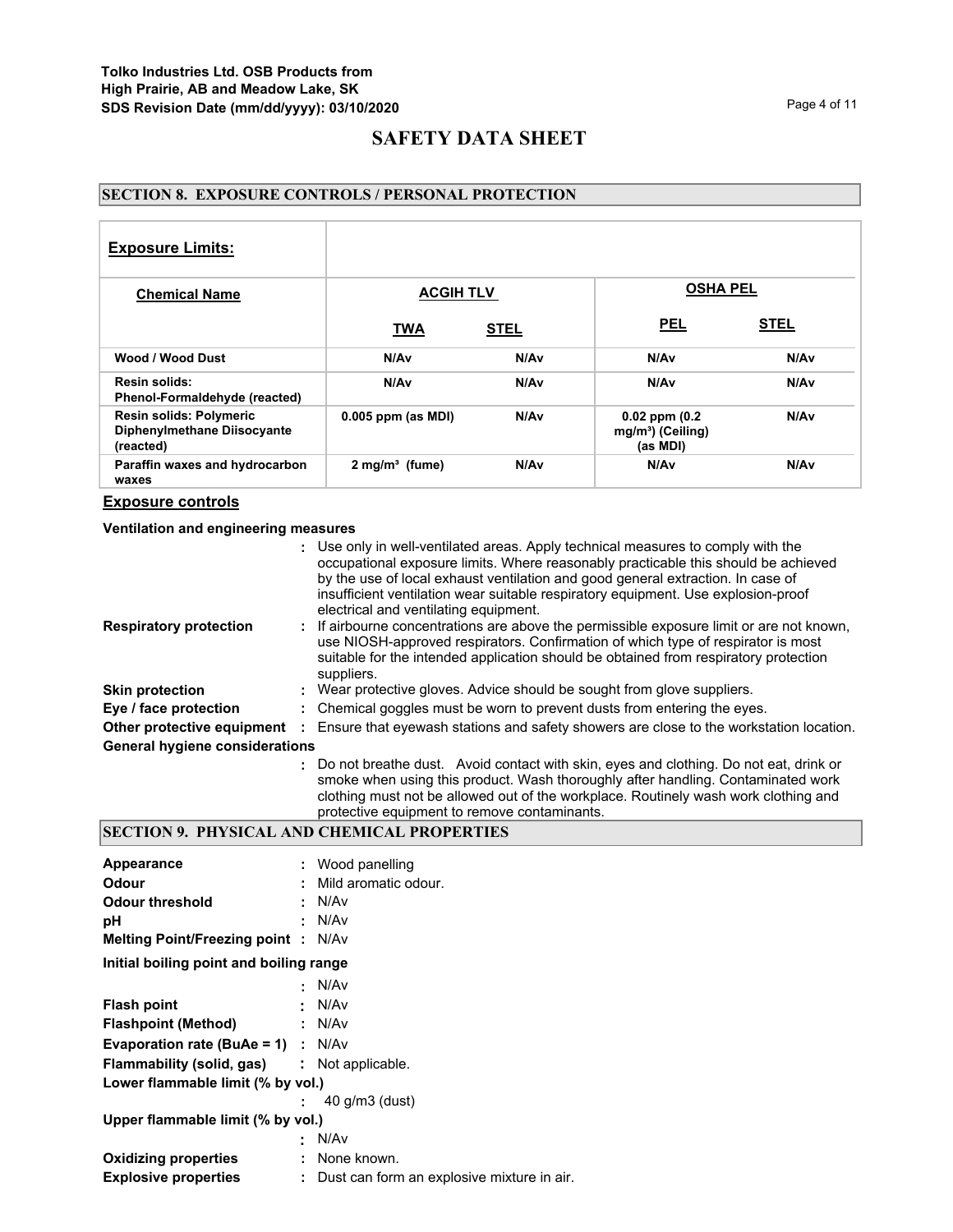## SECTION 8. EXPOSURE CONTROLS / PERSONAL PROTECTION

**Exposure Limits:**

| Chemical Name | ACGIH TLV | | OSHA PEL | |
|---|---|---|---|---|
| | TWA | STEL | PEL | STEL |
| Wood / Wood Dust | N/Av | N/Av | N/Av | N/Av |
| Resin solids: Phenol-Formaldehyde (reacted) | N/Av | N/Av | N/Av | N/Av |
| Resin solids: Polymeric Diphenylmethane Diisocyante (reacted) | 0.005 ppm (as MDI) | N/Av | 0.02 ppm (0.2 mg/m³) (Ceiling) (as MDI) | N/Av |
| Paraffin waxes and hydrocarbon waxes | 2 mg/m³ (fume) | N/Av | N/Av | N/Av |

### Exposure controls

**Ventilation and engineering measures**

: Use only in well-ventilated areas. Apply technical measures to comply with the occupational exposure limits. Where reasonably practicable this should be achieved by the use of local exhaust ventilation and good general extraction. In case of insufficient ventilation wear suitable respiratory equipment. Use explosion-proof electrical and ventilating equipment.

**Respiratory protection** : If airbourne concentrations are above the permissible exposure limit or are not known, use NIOSH-approved respirators. Confirmation of which type of respirator is most suitable for the intended application should be obtained from respiratory protection suppliers.

**Skin protection** : Wear protective gloves. Advice should be sought from glove suppliers.

**Eye / face protection** : Chemical goggles must be worn to prevent dusts from entering the eyes.

**Other protective equipment** : Ensure that eyewash stations and safety showers are close to the workstation location.

**General hygiene considerations**

: Do not breathe dust. Avoid contact with skin, eyes and clothing. Do not eat, drink or smoke when using this product. Wash thoroughly after handling. Contaminated work clothing must not be allowed out of the workplace. Routinely wash work clothing and protective equipment to remove contaminants.

## SECTION 9. PHYSICAL AND CHEMICAL PROPERTIES

**Appearance** : Wood panelling

**Odour** : Mild aromatic odour.

**Odour threshold** : N/Av

**pH** : N/Av

**Melting Point/Freezing point** : N/Av

**Initial boiling point and boiling range**

: N/Av

**Flash point** : N/Av

**Flashpoint (Method)** : N/Av

**Evaporation rate (BuAe = 1)** : N/Av

**Flammability (solid, gas)** : Not applicable.

**Lower flammable limit (% by vol.)**

: 40 g/m3 (dust)

**Upper flammable limit (% by vol.)**

: N/Av

**Oxidizing properties** : None known.

**Explosive properties** : Dust can form an explosive mixture in air.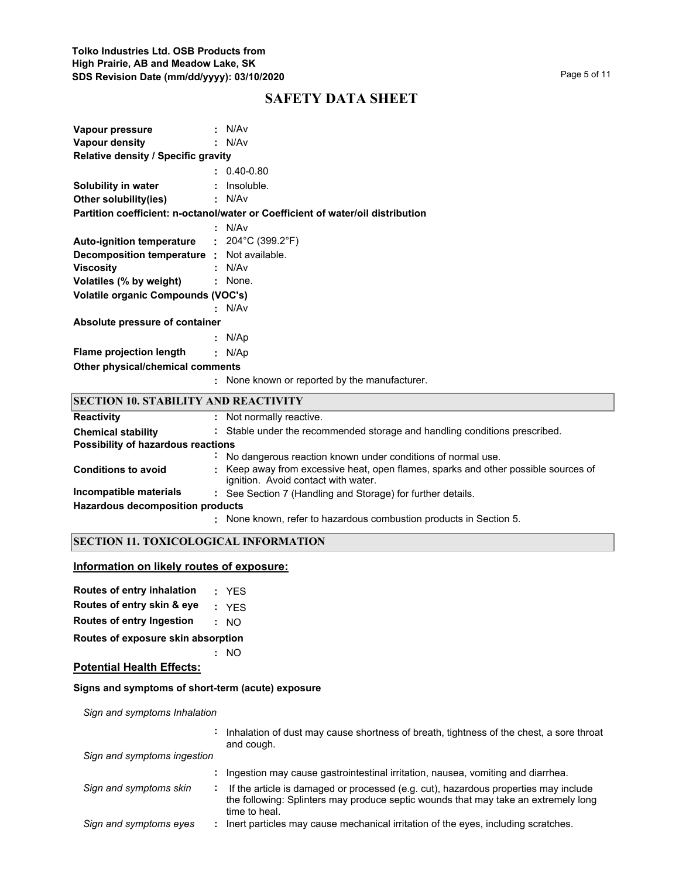**SAFETY DATA SHEET**

**Vapour pressure** : N/Av

**Vapour density** : N/Av

**Relative density / Specific gravity** : 0.40-0.80

**Solubility in water** : Insoluble.

**Other solubility(ies)** : N/Av

**Partition coefficient: n-octanol/water or Coefficient of water/oil distribution** : N/Av

**Auto-ignition temperature** : 204°C (399.2°F)

**Decomposition temperature** : Not available.

**Viscosity** : N/Av

**Volatiles (% by weight)** : None.

**Volatile organic Compounds (VOC's)** : N/Av

**Absolute pressure of container** : N/Ap

**Flame projection length** : N/Ap

**Other physical/chemical comments** : None known or reported by the manufacturer.

## SECTION 10. STABILITY AND REACTIVITY

**Reactivity** : Not normally reactive.

**Chemical stability** : Stable under the recommended storage and handling conditions prescribed.

**Possibility of hazardous reactions** : No dangerous reaction known under conditions of normal use.

**Conditions to avoid** : Keep away from excessive heat, open flames, sparks and other possible sources of ignition. Avoid contact with water.

**Incompatible materials** : See Section 7 (Handling and Storage) for further details.

**Hazardous decomposition products** : None known, refer to hazardous combustion products in Section 5.

## SECTION 11. TOXICOLOGICAL INFORMATION

### Information on likely routes of exposure:

**Routes of entry inhalation** : YES

**Routes of entry skin & eye** : YES

**Routes of entry Ingestion** : NO

**Routes of exposure skin absorption** : NO

### Potential Health Effects:

**Signs and symptoms of short-term (acute) exposure**

*Sign and symptoms Inhalation* : Inhalation of dust may cause shortness of breath, tightness of the chest, a sore throat and cough.

*Sign and symptoms ingestion* : Ingestion may cause gastrointestinal irritation, nausea, vomiting and diarrhea.

*Sign and symptoms skin* : If the article is damaged or processed (e.g. cut), hazardous properties may include the following: Splinters may produce septic wounds that may take an extremely long time to heal.

*Sign and symptoms eyes* : Inert particles may cause mechanical irritation of the eyes, including scratches.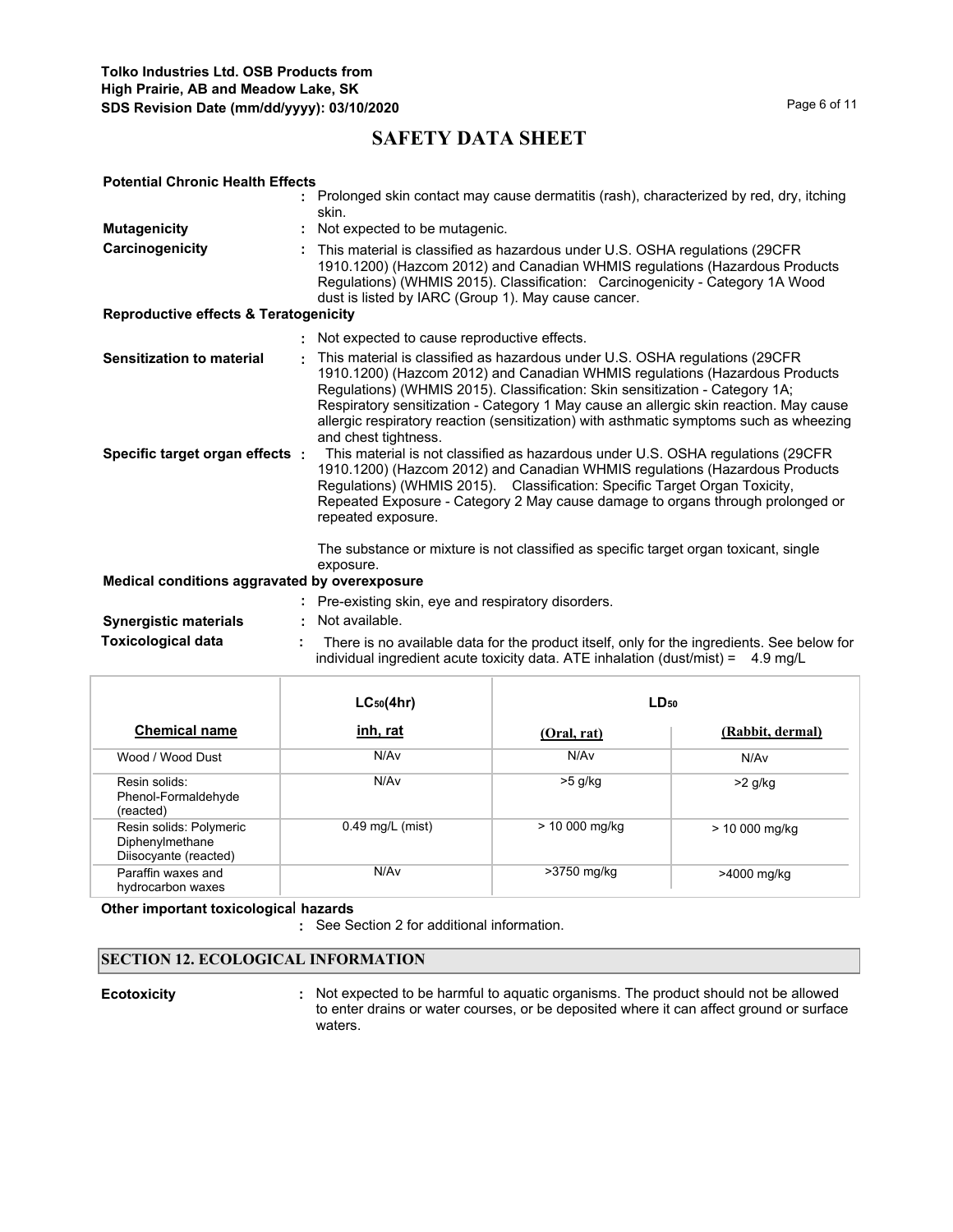**Potential Chronic Health Effects**

: Prolonged skin contact may cause dermatitis (rash), characterized by red, dry, itching skin.

**Mutagenicity** : Not expected to be mutagenic.

**Carcinogenicity** : This material is classified as hazardous under U.S. OSHA regulations (29CFR 1910.1200) (Hazcom 2012) and Canadian WHMIS regulations (Hazardous Products Regulations) (WHMIS 2015). Classification: Carcinogenicity - Category 1A Wood dust is listed by IARC (Group 1). May cause cancer.

**Reproductive effects & Teratogenicity**

: Not expected to cause reproductive effects.

**Sensitization to material** : This material is classified as hazardous under U.S. OSHA regulations (29CFR 1910.1200) (Hazcom 2012) and Canadian WHMIS regulations (Hazardous Products Regulations) (WHMIS 2015). Classification: Skin sensitization - Category 1A; Respiratory sensitization - Category 1 May cause an allergic skin reaction. May cause allergic respiratory reaction (sensitization) with asthmatic symptoms such as wheezing and chest tightness.

**Specific target organ effects** : This material is not classified as hazardous under U.S. OSHA regulations (29CFR 1910.1200) (Hazcom 2012) and Canadian WHMIS regulations (Hazardous Products Regulations) (WHMIS 2015). Classification: Specific Target Organ Toxicity, Repeated Exposure - Category 2 May cause damage to organs through prolonged or repeated exposure.

The substance or mixture is not classified as specific target organ toxicant, single exposure.

**Medical conditions aggravated by overexposure**

: Pre-existing skin, eye and respiratory disorders.

**Synergistic materials** : Not available.

**Toxicological data** : There is no available data for the product itself, only for the ingredients. See below for individual ingredient acute toxicity data. ATE inhalation (dust/mist) = 4.9 mg/L

| | $LC_{50}$(4hr) | $LD_{50}$ | |
|---|---|---|---|
| **Chemical name** | **inh, rat** | **(Oral, rat)** | **(Rabbit, dermal)** |
| Wood / Wood Dust | N/Av | N/Av | N/Av |
| Resin solids: Phenol-Formaldehyde (reacted) | N/Av | >5 g/kg | >2 g/kg |
| Resin solids: Polymeric Diphenylmethane Diisocyante (reacted) | 0.49 mg/L (mist) | > 10 000 mg/kg | > 10 000 mg/kg |
| Paraffin waxes and hydrocarbon waxes | N/Av | >3750 mg/kg | >4000 mg/kg |

**Other important toxicological hazards**

: See Section 2 for additional information.

## SECTION 12. ECOLOGICAL INFORMATION

**Ecotoxicity** : Not expected to be harmful to aquatic organisms. The product should not be allowed to enter drains or water courses, or be deposited where it can affect ground or surface waters.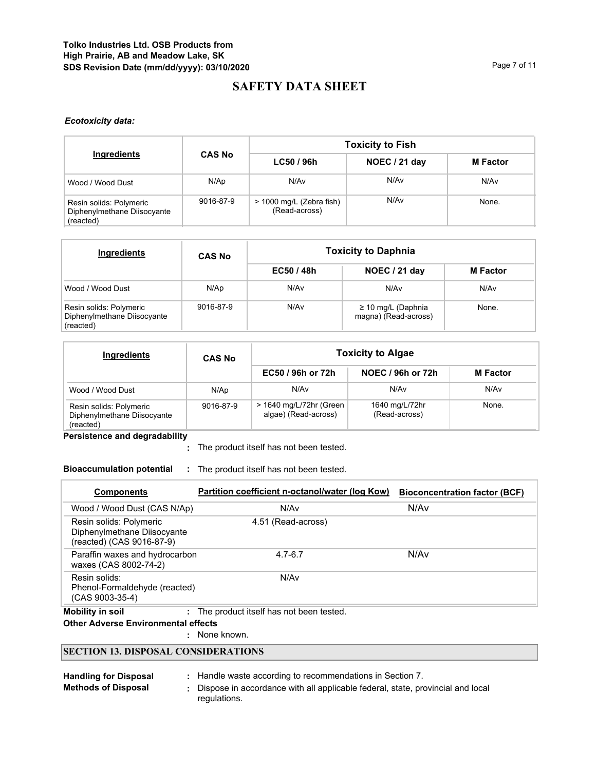*Ecotoxicity data:*

| Ingredients | CAS No | Toxicity to Fish | | |
|---|---|---|---|---|
| | | LC50 / 96h | NOEC / 21 day | M Factor |
| Wood / Wood Dust | N/Ap | N/Av | N/Av | N/Av |
| Resin solids: Polymeric Diphenylmethane Diisocyante (reacted) | 9016-87-9 | > 1000 mg/L (Zebra fish) (Read-across) | N/Av | None. |

| Ingredients | CAS No | Toxicity to Daphnia | | |
|---|---|---|---|---|
| | | EC50 / 48h | NOEC / 21 day | M Factor |
| Wood / Wood Dust | N/Ap | N/Av | N/Av | N/Av |
| Resin solids: Polymeric Diphenylmethane Diisocyante (reacted) | 9016-87-9 | N/Av | ≥ 10 mg/L (Daphnia magna) (Read-across) | None. |

| Ingredients | CAS No | Toxicity to Algae | | |
|---|---|---|---|---|
| | | EC50 / 96h or 72h | NOEC / 96h or 72h | M Factor |
| Wood / Wood Dust | N/Ap | N/Av | N/Av | N/Av |
| Resin solids: Polymeric Diphenylmethane Diisocyante (reacted) | 9016-87-9 | > 1640 mg/L/72hr (Green algae) (Read-across) | 1640 mg/L/72hr (Read-across) | None. |

**Persistence and degradability** : The product itself has not been tested.

**Bioaccumulation potential** : The product itself has not been tested.

| Components | Partition coefficient n-octanol/water (log Kow) | Bioconcentration factor (BCF) |
|---|---|---|
| Wood / Wood Dust (CAS N/Ap) | N/Av | N/Av |
| Resin solids: Polymeric Diphenylmethane Diisocyante (reacted) (CAS 9016-87-9) | 4.51 (Read-across) | |
| Paraffin waxes and hydrocarbon waxes (CAS 8002-74-2) | 4.7-6.7 | N/Av |
| Resin solids: Phenol-Formaldehyde (reacted) (CAS 9003-35-4) | N/Av | |

**Mobility in soil** : The product itself has not been tested.

**Other Adverse Environmental effects**

: None known.

## SECTION 13. DISPOSAL CONSIDERATIONS

**Handling for Disposal** : Handle waste according to recommendations in Section 7.

**Methods of Disposal** : Dispose in accordance with all applicable federal, state, provincial and local regulations.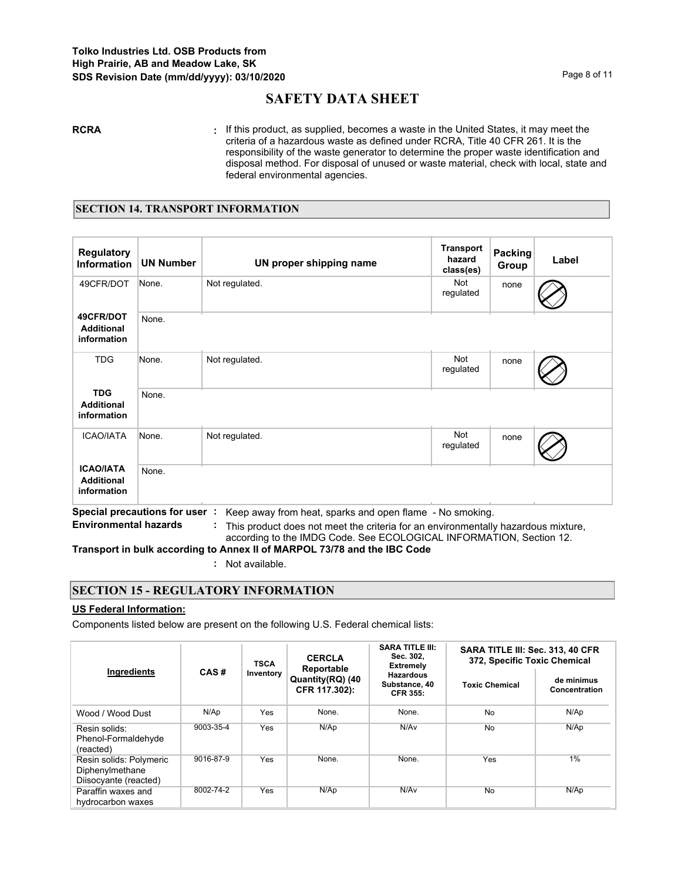**RCRA** : If this product, as supplied, becomes a waste in the United States, it may meet the criteria of a hazardous waste as defined under RCRA, Title 40 CFR 261. It is the responsibility of the waste generator to determine the proper waste identification and disposal method. For disposal of unused or waste material, check with local, state and federal environmental agencies.

## SECTION 14. TRANSPORT INFORMATION

| Regulatory Information | UN Number | UN proper shipping name | Transport hazard class(es) | Packing Group | Label |
|---|---|---|---|---|---|
| 49CFR/DOT | None. | Not regulated. | Not regulated | none | |
| **49CFR/DOT Additional information** | None. | | | | |
| TDG | None. | Not regulated. | Not regulated | none | |
| **TDG Additional information** | None. | | | | |
| ICAO/IATA | None. | Not regulated. | Not regulated | none | |
| **ICAO/IATA Additional information** | None. | | | | |

**Special precautions for user** : Keep away from heat, sparks and open flame - No smoking.

**Environmental hazards** : This product does not meet the criteria for an environmentally hazardous mixture, according to the IMDG Code. See ECOLOGICAL INFORMATION, Section 12.

**Transport in bulk according to Annex II of MARPOL 73/78 and the IBC Code**

: Not available.

## SECTION 15 - REGULATORY INFORMATION

**US Federal Information:**

Components listed below are present on the following U.S. Federal chemical lists:

| Ingredients | CAS # | TSCA Inventory | CERCLA Reportable Quantity(RQ) (40 CFR 117.302): | SARA TITLE III: Sec. 302, Extremely Hazardous Substance, 40 CFR 355: | SARA TITLE III: Sec. 313, 40 CFR 372, Specific Toxic Chemical | |
|---|---|---|---|---|---|---|
| | | | | | Toxic Chemical | de minimus Concentration |
| Wood / Wood Dust | N/Ap | Yes | None. | None. | No | N/Ap |
| Resin solids: Phenol-Formaldehyde (reacted) | 9003-35-4 | Yes | N/Ap | N/Av | No | N/Ap |
| Resin solids: Polymeric Diphenylmethane Diisocyante (reacted) | 9016-87-9 | Yes | None. | None. | Yes | 1% |
| Paraffin waxes and hydrocarbon waxes | 8002-74-2 | Yes | N/Ap | N/Av | No | N/Ap |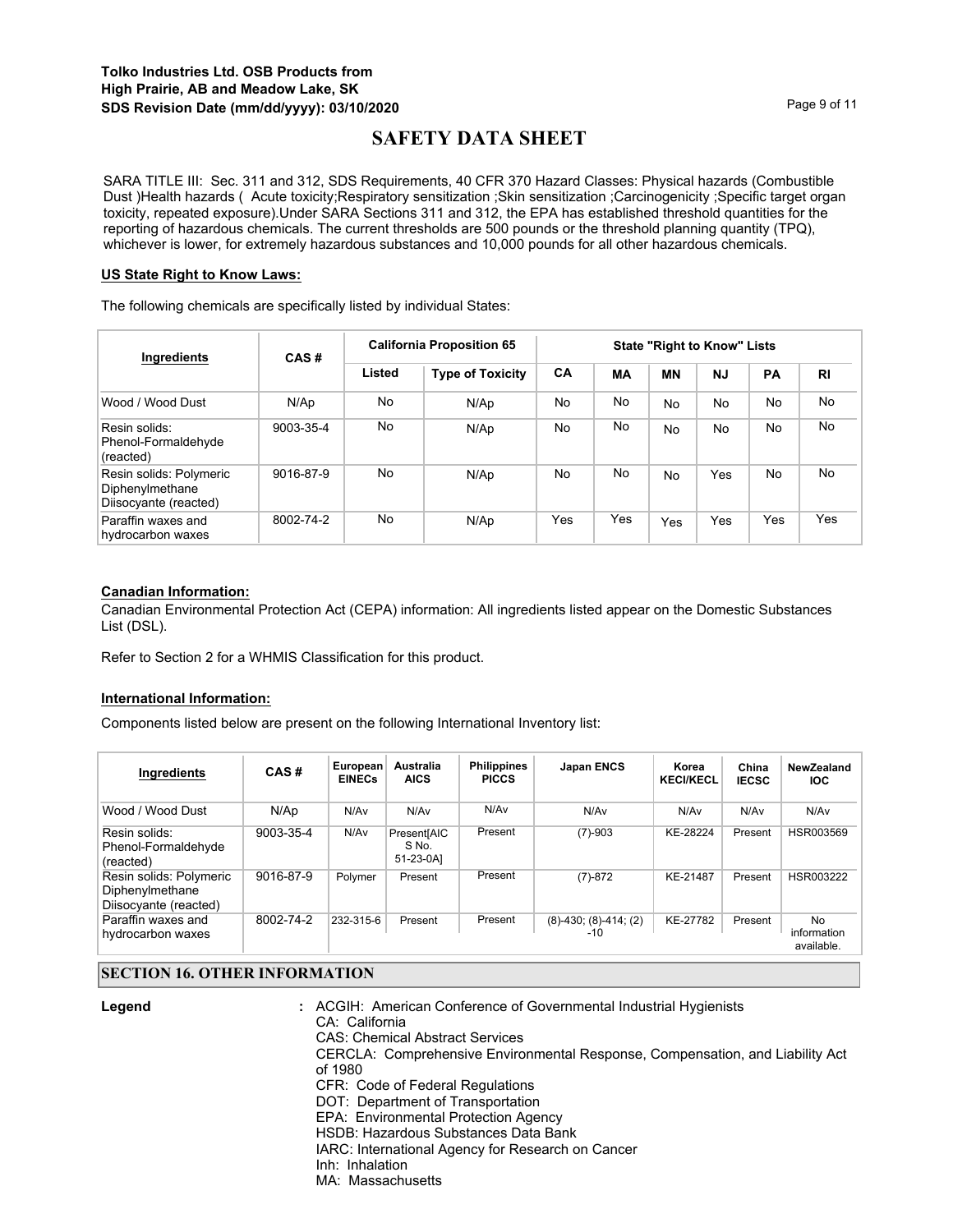SARA TITLE III: Sec. 311 and 312, SDS Requirements, 40 CFR 370 Hazard Classes: Physical hazards (Combustible Dust )Health hazards ( Acute toxicity;Respiratory sensitization ;Skin sensitization ;Carcinogenicity ;Specific target organ toxicity, repeated exposure).Under SARA Sections 311 and 312, the EPA has established threshold quantities for the reporting of hazardous chemicals. The current thresholds are 500 pounds or the threshold planning quantity (TPQ), whichever is lower, for extremely hazardous substances and 10,000 pounds for all other hazardous chemicals.

**US State Right to Know Laws:**

The following chemicals are specifically listed by individual States:

| Ingredients | CAS # | California Proposition 65 | | State "Right to Know" Lists | | | | | |
|---|---|---|---|---|---|---|---|---|---|
| | | Listed | Type of Toxicity | CA | MA | MN | NJ | PA | RI |
| Wood / Wood Dust | N/Ap | No | N/Ap | No | No | No | No | No | No |
| Resin solids: Phenol-Formaldehyde (reacted) | 9003-35-4 | No | N/Ap | No | No | No | No | No | No |
| Resin solids: Polymeric Diphenylmethane Diisocyante (reacted) | 9016-87-9 | No | N/Ap | No | No | No | Yes | No | No |
| Paraffin waxes and hydrocarbon waxes | 8002-74-2 | No | N/Ap | Yes | Yes | Yes | Yes | Yes | Yes |

**Canadian Information:**

Canadian Environmental Protection Act (CEPA) information: All ingredients listed appear on the Domestic Substances List (DSL).

Refer to Section 2 for a WHMIS Classification for this product.

**International Information:**

Components listed below are present on the following International Inventory list:

| Ingredients | CAS # | European EINECs | Australia AICS | Philippines PICCS | Japan ENCS | Korea KECI/KECL | China IECSC | NewZealand IOC |
|---|---|---|---|---|---|---|---|---|
| Wood / Wood Dust | N/Ap | N/Av | N/Av | N/Av | N/Av | N/Av | N/Av | N/Av |
| Resin solids: Phenol-Formaldehyde (reacted) | 9003-35-4 | N/Av | Present[AICS No. 51-23-0A] | Present | (7)-903 | KE-28224 | Present | HSR003569 |
| Resin solids: Polymeric Diphenylmethane Diisocyante (reacted) | 9016-87-9 | Polymer | Present | Present | (7)-872 | KE-21487 | Present | HSR003222 |
| Paraffin waxes and hydrocarbon waxes | 8002-74-2 | 232-315-6 | Present | Present | (8)-430; (8)-414; (2)-10 | KE-27782 | Present | No information available. |

## SECTION 16. OTHER INFORMATION

**Legend** : ACGIH: American Conference of Governmental Industrial Hygienists
CA: California
CAS: Chemical Abstract Services
CERCLA: Comprehensive Environmental Response, Compensation, and Liability Act of 1980
CFR: Code of Federal Regulations
DOT: Department of Transportation
EPA: Environmental Protection Agency
HSDB: Hazardous Substances Data Bank
IARC: International Agency for Research on Cancer
Inh: Inhalation
MA: Massachusetts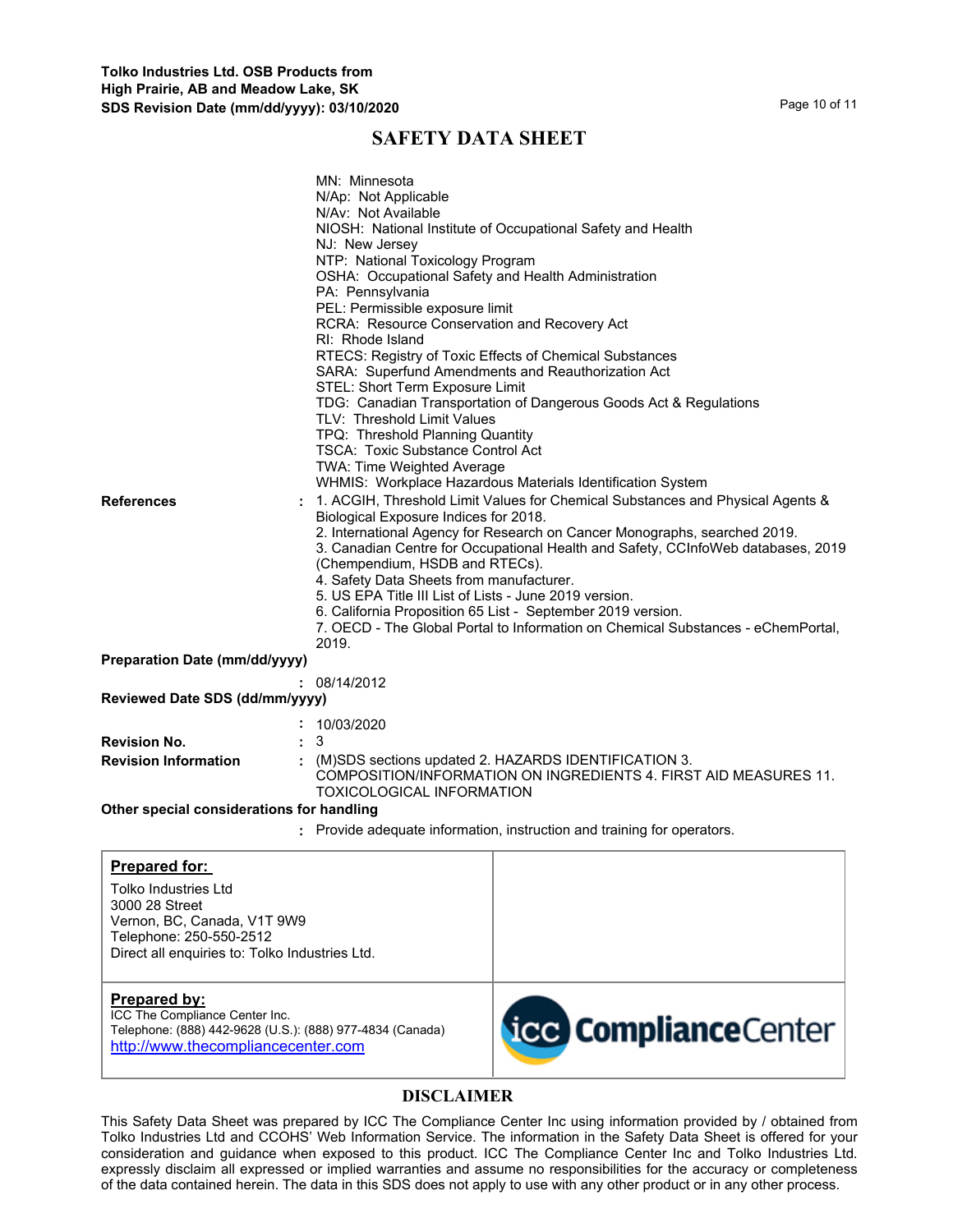# SAFETY DATA SHEET

MN: Minnesota
N/Ap: Not Applicable
N/Av: Not Available
NIOSH: National Institute of Occupational Safety and Health
NJ: New Jersey
NTP: National Toxicology Program
OSHA: Occupational Safety and Health Administration
PA: Pennsylvania
PEL: Permissible exposure limit
RCRA: Resource Conservation and Recovery Act
RI: Rhode Island
RTECS: Registry of Toxic Effects of Chemical Substances
SARA: Superfund Amendments and Reauthorization Act
STEL: Short Term Exposure Limit
TDG: Canadian Transportation of Dangerous Goods Act & Regulations
TLV: Threshold Limit Values
TPQ: Threshold Planning Quantity
TSCA: Toxic Substance Control Act
TWA: Time Weighted Average
WHMIS: Workplace Hazardous Materials Identification System

**References** : 1. ACGIH, Threshold Limit Values for Chemical Substances and Physical Agents & Biological Exposure Indices for 2018.
2. International Agency for Research on Cancer Monographs, searched 2019.
3. Canadian Centre for Occupational Health and Safety, CCInfoWeb databases, 2019 (Chempendium, HSDB and RTECs).
4. Safety Data Sheets from manufacturer.
5. US EPA Title III List of Lists - June 2019 version.
6. California Proposition 65 List - September 2019 version.
7. OECD - The Global Portal to Information on Chemical Substances - eChemPortal, 2019.

**Preparation Date (mm/dd/yyyy)** : 08/14/2012

**Reviewed Date SDS (dd/mm/yyyy)** : 10/03/2020

**Revision No.** : 3

**Revision Information** : (M)SDS sections updated 2. HAZARDS IDENTIFICATION 3. COMPOSITION/INFORMATION ON INGREDIENTS 4. FIRST AID MEASURES 11. TOXICOLOGICAL INFORMATION

**Other special considerations for handling** : Provide adequate information, instruction and training for operators.

| **Prepared for:**<br>Tolko Industries Ltd<br>3000 28 Street<br>Vernon, BC, Canada, V1T 9W9<br>Telephone: 250-550-2512<br>Direct all enquiries to: Tolko Industries Ltd. | |
|---|---|
| **Prepared by:**<br>ICC The Compliance Center Inc.<br>Telephone: (888) 442-9628 (U.S.): (888) 977-4834 (Canada)<br>http://www.thecompliancecenter.com | icc ComplianceCenter |

## DISCLAIMER

This Safety Data Sheet was prepared by ICC The Compliance Center Inc using information provided by / obtained from Tolko Industries Ltd and CCOHS' Web Information Service. The information in the Safety Data Sheet is offered for your consideration and guidance when exposed to this product. ICC The Compliance Center Inc and Tolko Industries Ltd. expressly disclaim all expressed or implied warranties and assume no responsibilities for the accuracy or completeness of the data contained herein. The data in this SDS does not apply to use with any other product or in any other process.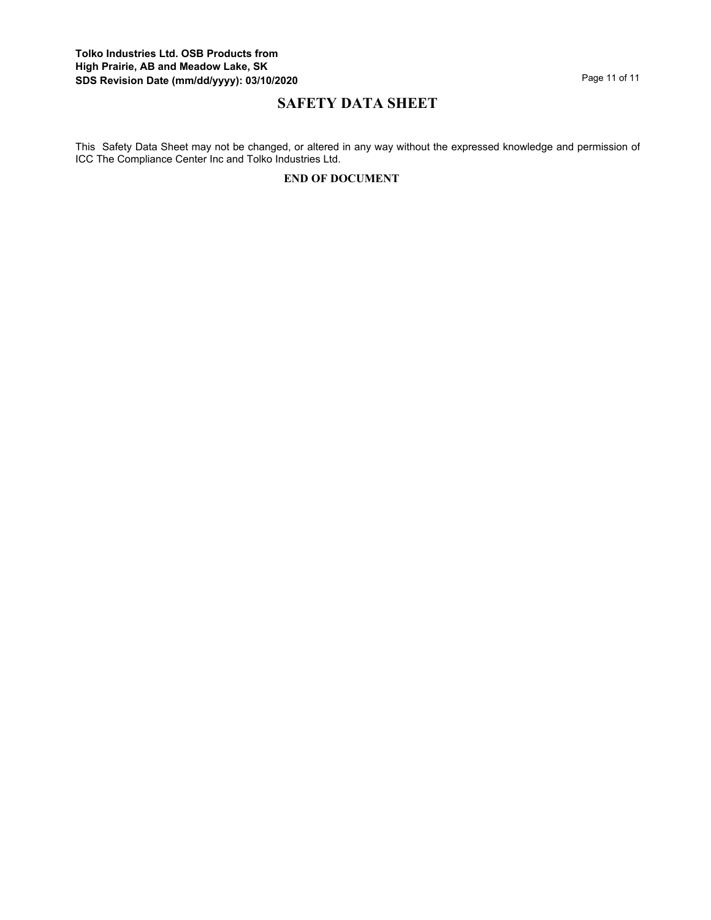This Safety Data Sheet may not be changed, or altered in any way without the expressed knowledge and permission of ICC The Compliance Center Inc and Tolko Industries Ltd.

**END OF DOCUMENT**